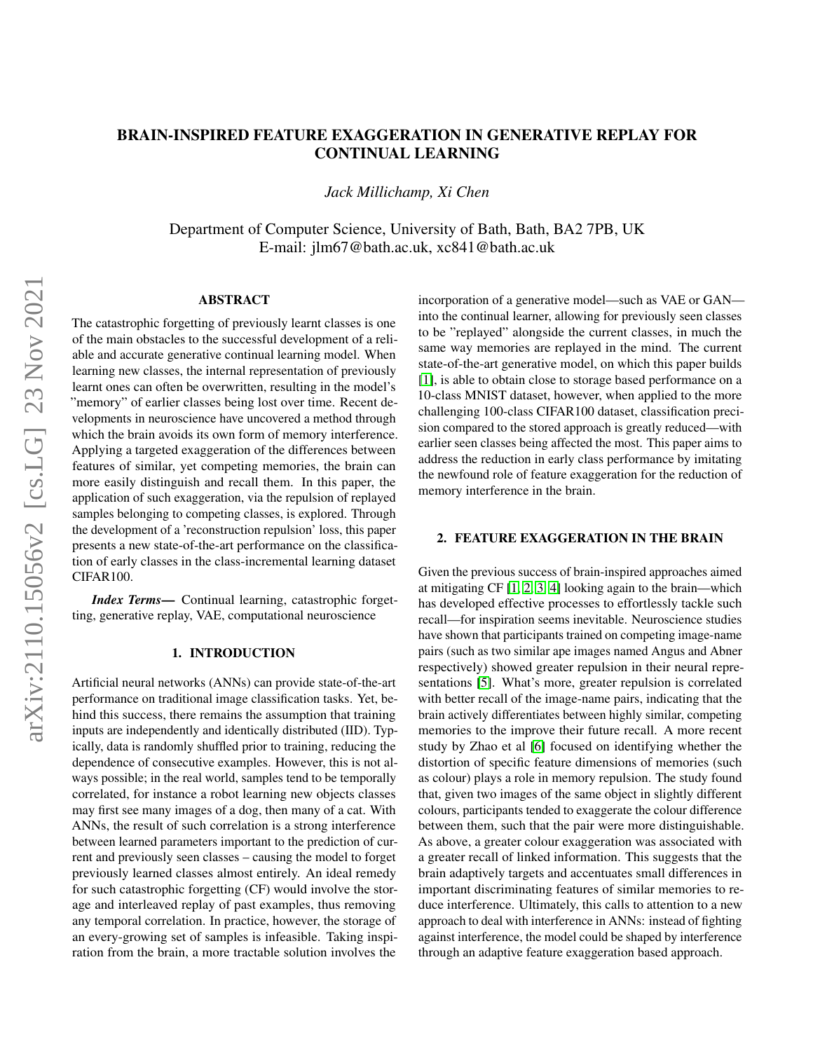# BRAIN-INSPIRED FEATURE EXAGGERATION IN GENERATIVE REPLAY FOR CONTINUAL LEARNING

*Jack Millichamp, Xi Chen*

Department of Computer Science, University of Bath, Bath, BA2 7PB, UK
E-mail: jlm67@bath.ac.uk, xc841@bath.ac.uk

## ABSTRACT

The catastrophic forgetting of previously learnt classes is one of the main obstacles to the successful development of a reliable and accurate generative continual learning model. When learning new classes, the internal representation of previously learnt ones can often be overwritten, resulting in the model's "memory" of earlier classes being lost over time. Recent developments in neuroscience have uncovered a method through which the brain avoids its own form of memory interference. Applying a targeted exaggeration of the differences between features of similar, yet competing memories, the brain can more easily distinguish and recall them. In this paper, the application of such exaggeration, via the repulsion of replayed samples belonging to competing classes, is explored. Through the development of a 'reconstruction repulsion' loss, this paper presents a new state-of-the-art performance on the classification of early classes in the class-incremental learning dataset CIFAR100.

***Index Terms*—** Continual learning, catastrophic forgetting, generative replay, VAE, computational neuroscience

## 1. INTRODUCTION

Artificial neural networks (ANNs) can provide state-of-the-art performance on traditional image classification tasks. Yet, behind this success, there remains the assumption that training inputs are independently and identically distributed (IID). Typically, data is randomly shuffled prior to training, reducing the dependence of consecutive examples. However, this is not always possible; in the real world, samples tend to be temporally correlated, for instance a robot learning new objects classes may first see many images of a dog, then many of a cat. With ANNs, the result of such correlation is a strong interference between learned parameters important to the prediction of current and previously seen classes – causing the model to forget previously learned classes almost entirely. An ideal remedy for such catastrophic forgetting (CF) would involve the storage and interleaved replay of past examples, thus removing any temporal correlation. In practice, however, the storage of an every-growing set of samples is infeasible. Taking inspiration from the brain, a more tractable solution involves the incorporation of a generative model—such as VAE or GAN—into the continual learner, allowing for previously seen classes to be "replayed" alongside the current classes, in much the same way memories are replayed in the mind. The current state-of-the-art generative model, on which this paper builds [1], is able to obtain close to storage based performance on a 10-class MNIST dataset, however, when applied to the more challenging 100-class CIFAR100 dataset, classification precision compared to the stored approach is greatly reduced—with earlier seen classes being affected the most. This paper aims to address the reduction in early class performance by imitating the newfound role of feature exaggeration for the reduction of memory interference in the brain.

## 2. FEATURE EXAGGERATION IN THE BRAIN

Given the previous success of brain-inspired approaches aimed at mitigating CF [1, 2, 3, 4] looking again to the brain—which has developed effective processes to effortlessly tackle such recall—for inspiration seems inevitable. Neuroscience studies have shown that participants trained on competing image-name pairs (such as two similar ape images named Angus and Abner respectively) showed greater repulsion in their neural representations [5]. What's more, greater repulsion is correlated with better recall of the image-name pairs, indicating that the brain actively differentiates between highly similar, competing memories to the improve their future recall. A more recent study by Zhao et al [6] focused on identifying whether the distortion of specific feature dimensions of memories (such as colour) plays a role in memory repulsion. The study found that, given two images of the same object in slightly different colours, participants tended to exaggerate the colour difference between them, such that the pair were more distinguishable. As above, a greater colour exaggeration was associated with a greater recall of linked information. This suggests that the brain adaptively targets and accentuates small differences in important discriminating features of similar memories to reduce interference. Ultimately, this calls to attention to a new approach to deal with interference in ANNs: instead of fighting against interference, the model could be shaped by interference through an adaptive feature exaggeration based approach.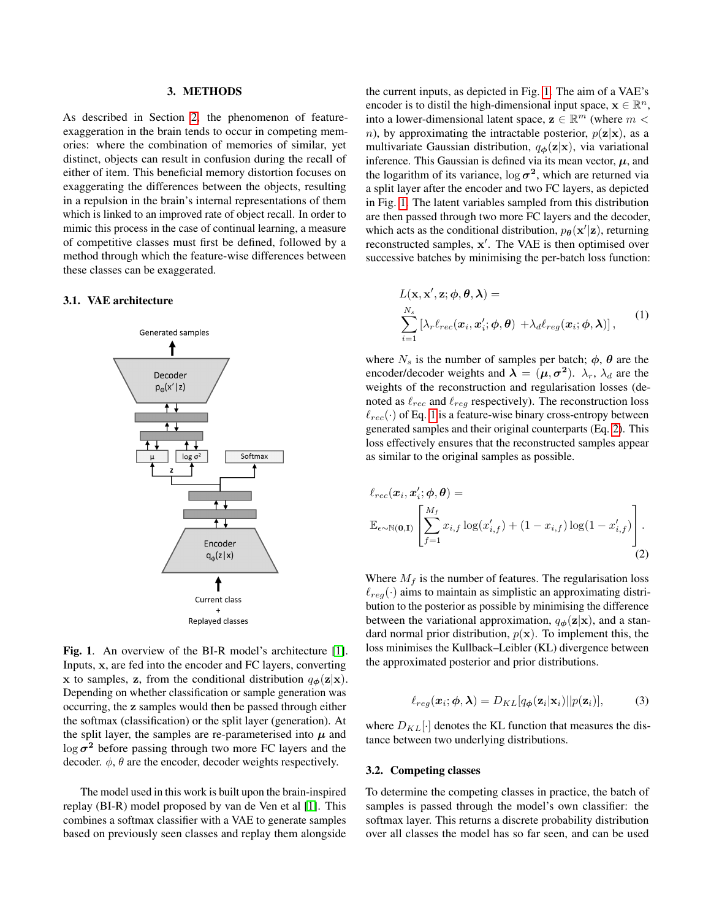## 3. METHODS

As described in Section 2, the phenomenon of feature-exaggeration in the brain tends to occur in competing memories: where the combination of memories of similar, yet distinct, objects can result in confusion during the recall of either of item. This beneficial memory distortion focuses on exaggerating the differences between the objects, resulting in a repulsion in the brain's internal representations of them which is linked to an improved rate of object recall. In order to mimic this process in the case of continual learning, a measure of competitive classes must first be defined, followed by a method through which the feature-wise differences between these classes can be exaggerated.

### 3.1. VAE architecture

Generated samples

Decoder
$p_\theta(x'|z)$

μ

log σ²

z

Softmax

Encoder
$q_\phi(z|x)$

Current class
+
Replayed classes

**Fig. 1**. An overview of the BI-R model's architecture [1]. Inputs, $\mathbf{x}$, are fed into the encoder and FC layers, converting $\mathbf{x}$ to samples, $\mathbf{z}$, from the conditional distribution $q_\phi(\mathbf{z}|\mathbf{x})$. Depending on whether classification or sample generation was occurring, the $\mathbf{z}$ samples would then be passed through either the softmax (classification) or the split layer (generation). At the split layer, the samples are re-parameterised into $\boldsymbol{\mu}$ and $\log \boldsymbol{\sigma}^2$ before passing through two more FC layers and the decoder. $\phi$, $\theta$ are the encoder, decoder weights respectively.

The model used in this work is built upon the brain-inspired replay (BI-R) model proposed by van de Ven et al [1]. This combines a softmax classifier with a VAE to generate samples based on previously seen classes and replay them alongside the current inputs, as depicted in Fig. 1. The aim of a VAE's encoder is to distil the high-dimensional input space, $\mathbf{x} \in \mathbb{R}^n$, into a lower-dimensional latent space, $\mathbf{z} \in \mathbb{R}^m$ (where $m < n$), by approximating the intractable posterior, $p(\mathbf{z}|\mathbf{x})$, as a multivariate Gaussian distribution, $q_{\boldsymbol{\phi}}(\mathbf{z}|\mathbf{x})$, via variational inference. This Gaussian is defined via its mean vector, $\boldsymbol{\mu}$, and the logarithm of its variance, $\log \boldsymbol{\sigma}^2$, which are returned via a split layer after the encoder and two FC layers, as depicted in Fig. 1. The latent variables sampled from this distribution are then passed through two more FC layers and the decoder, which acts as the conditional distribution, $p_{\boldsymbol{\theta}}(\mathbf{x}'|\mathbf{z})$, returning reconstructed samples, $\mathbf{x}'$. The VAE is then optimised over successive batches by minimising the per-batch loss function:

$$L(\mathbf{x}, \mathbf{x}', \mathbf{z}; \boldsymbol{\phi}, \boldsymbol{\theta}, \boldsymbol{\lambda}) = \sum_{i=1}^{N_s} \left[ \lambda_r \ell_{rec}(\boldsymbol{x}_i, \boldsymbol{x}'_i; \boldsymbol{\phi}, \boldsymbol{\theta}) + \lambda_d \ell_{reg}(\boldsymbol{x}_i; \boldsymbol{\phi}, \boldsymbol{\lambda}) \right], \tag{1}$$

where $N_s$ is the number of samples per batch; $\phi$, $\boldsymbol{\theta}$ are the encoder/decoder weights and $\boldsymbol{\lambda} = (\boldsymbol{\mu}, \boldsymbol{\sigma}^2)$. $\lambda_r$, $\lambda_d$ are the weights of the reconstruction and regularisation losses (denoted as $\ell_{rec}$ and $\ell_{reg}$ respectively). The reconstruction loss $\ell_{rec}(\cdot)$ of Eq. 1 is a feature-wise binary cross-entropy between generated samples and their original counterparts (Eq. 2). This loss effectively ensures that the reconstructed samples appear as similar to the original samples as possible.

$$\ell_{rec}(\boldsymbol{x}_i, \boldsymbol{x}'_i; \boldsymbol{\phi}, \boldsymbol{\theta}) = \mathbb{E}_{\epsilon \sim \mathbb{N}(\mathbf{0}, \mathbf{I})} \left[ \sum_{f=1}^{M_f} x_{i,f} \log(x'_{i,f}) + (1 - x_{i,f}) \log(1 - x'_{i,f}) \right]. \tag{2}$$

Where $M_f$ is the number of features. The regularisation loss $\ell_{reg}(\cdot)$ aims to maintain as simplistic an approximating distribution to the posterior as possible by minimising the difference between the variational approximation, $q_{\boldsymbol{\phi}}(\mathbf{z}|\mathbf{x})$, and a standard normal prior distribution, $p(\mathbf{x})$. To implement this, the loss minimises the Kullback–Leibler (KL) divergence between the approximated posterior and prior distributions.

$$\ell_{reg}(\boldsymbol{x}_i; \boldsymbol{\phi}, \boldsymbol{\lambda}) = D_{KL}[q_{\boldsymbol{\phi}}(\mathbf{z}_i|\mathbf{x}_i) || p(\mathbf{z}_i)], \tag{3}$$

where $D_{KL}[\cdot]$ denotes the KL function that measures the distance between two underlying distributions.

### 3.2. Competing classes

To determine the competing classes in practice, the batch of samples is passed through the model's own classifier: the softmax layer. This returns a discrete probability distribution over all classes the model has so far seen, and can be used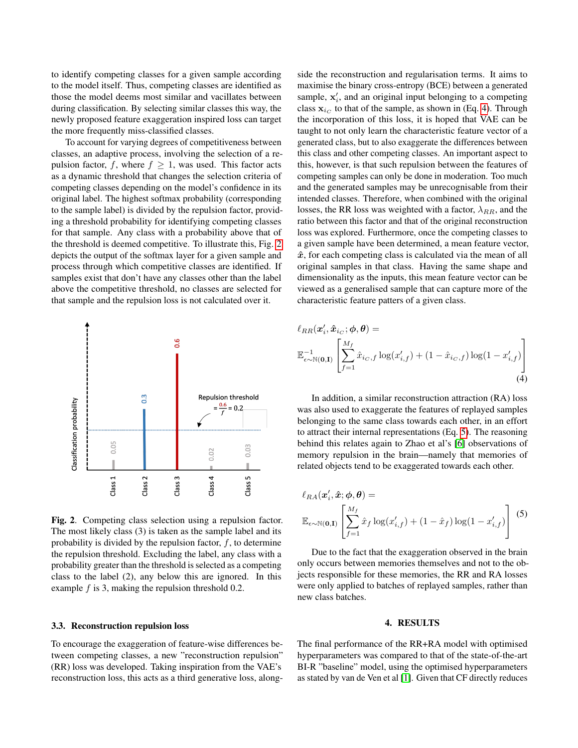to identify competing classes for a given sample according to the model itself. Thus, competing classes are identified as those the model deems most similar and vacillates between during classification. By selecting similar classes this way, the newly proposed feature exaggeration inspired loss can target the more frequently miss-classified classes.

To account for varying degrees of competitiveness between classes, an adaptive process, involving the selection of a repulsion factor, $f$, where $f \geq 1$, was used. This factor acts as a dynamic threshold that changes the selection criteria of competing classes depending on the model's confidence in its original label. The highest softmax probability (corresponding to the sample label) is divided by the repulsion factor, providing a threshold probability for identifying competing classes for that sample. Any class with a probability above that of the threshold is deemed competitive. To illustrate this, Fig. 2 depicts the output of the softmax layer for a given sample and process through which competitive classes are identified. If samples exist that don't have any classes other than the label above the competitive threshold, no classes are selected for that sample and the repulsion loss is not calculated over it.

Classification probability

0.05
0.3
0.6
0.02
0.03

Repulsion threshold
$= \frac{0.6}{f} = 0.2$

Class 1
Class 2
Class 3
Class 4
Class 5

**Fig. 2**. Competing class selection using a repulsion factor. The most likely class (3) is taken as the sample label and its probability is divided by the repulsion factor, $f$, to determine the repulsion threshold. Excluding the label, any class with a probability greater than the threshold is selected as a competing class to the label (2), any below this are ignored. In this example $f$ is 3, making the repulsion threshold 0.2.

### 3.3. Reconstruction repulsion loss

To encourage the exaggeration of feature-wise differences between competing classes, a new "reconstruction repulsion" (RR) loss was developed. Taking inspiration from the VAE's reconstruction loss, this acts as a third generative loss, alongside the reconstruction and regularisation terms. It aims to maximise the binary cross-entropy (BCE) between a generated sample, $\mathbf{x}'_i$, and an original input belonging to a competing class $\mathbf{x}_{i_C}$ to that of the sample, as shown in (Eq. 4). Through the incorporation of this loss, it is hoped that VAE can be taught to not only learn the characteristic feature vector of a generated class, but to also exaggerate the differences between this class and other competing classes. An important aspect to this, however, is that such repulsion between the features of competing samples can only be done in moderation. Too much and the generated samples may be unrecognisable from their intended classes. Therefore, when combined with the original losses, the RR loss was weighted with a factor, $\lambda_{RR}$, and the ratio between this factor and that of the original reconstruction loss was explored. Furthermore, once the competing classes to a given sample have been determined, a mean feature vector, $\hat{\boldsymbol{x}}$, for each competing class is calculated via the mean of all original samples in that class. Having the same shape and dimensionality as the inputs, this mean feature vector can be viewed as a generalised sample that can capture more of the characteristic feature patters of a given class.

$$\ell_{RR}(\boldsymbol{x}'_i, \hat{\boldsymbol{x}}_{i_C}; \boldsymbol{\phi}, \boldsymbol{\theta}) = \mathbb{E}^{-1}_{\epsilon \sim \mathbb{N}(\mathbf{0},\mathbf{I})} \left[ \sum_{f=1}^{M_f} \hat{x}_{i_C,f} \log(x'_{i,f}) + (1 - \hat{x}_{i_C,f}) \log(1 - x'_{i,f}) \right] \tag{4}$$

In addition, a similar reconstruction attraction (RA) loss was also used to exaggerate the features of replayed samples belonging to the same class towards each other, in an effort to attract their internal representations (Eq. 5). The reasoning behind this relates again to Zhao et al's [6] observations of memory repulsion in the brain—namely that memories of related objects tend to be exaggerated towards each other.

$$\ell_{RA}(\boldsymbol{x}'_i, \hat{\boldsymbol{x}}; \boldsymbol{\phi}, \boldsymbol{\theta}) = \mathbb{E}_{\epsilon \sim \mathbb{N}(\mathbf{0},\mathbf{I})} \left[ \sum_{f=1}^{M_f} \hat{x}_f \log(x'_{i,f}) + (1 - \hat{x}_f) \log(1 - x'_{i,f}) \right] \tag{5}$$

Due to the fact that the exaggeration observed in the brain only occurs between memories themselves and not to the objects responsible for these memories, the RR and RA losses were only applied to batches of replayed samples, rather than new class batches.

## 4. RESULTS

The final performance of the RR+RA model with optimised hyperparameters was compared to that of the state-of-the-art BI-R "baseline" model, using the optimised hyperparameters as stated by van de Ven et al [1]. Given that CF directly reduces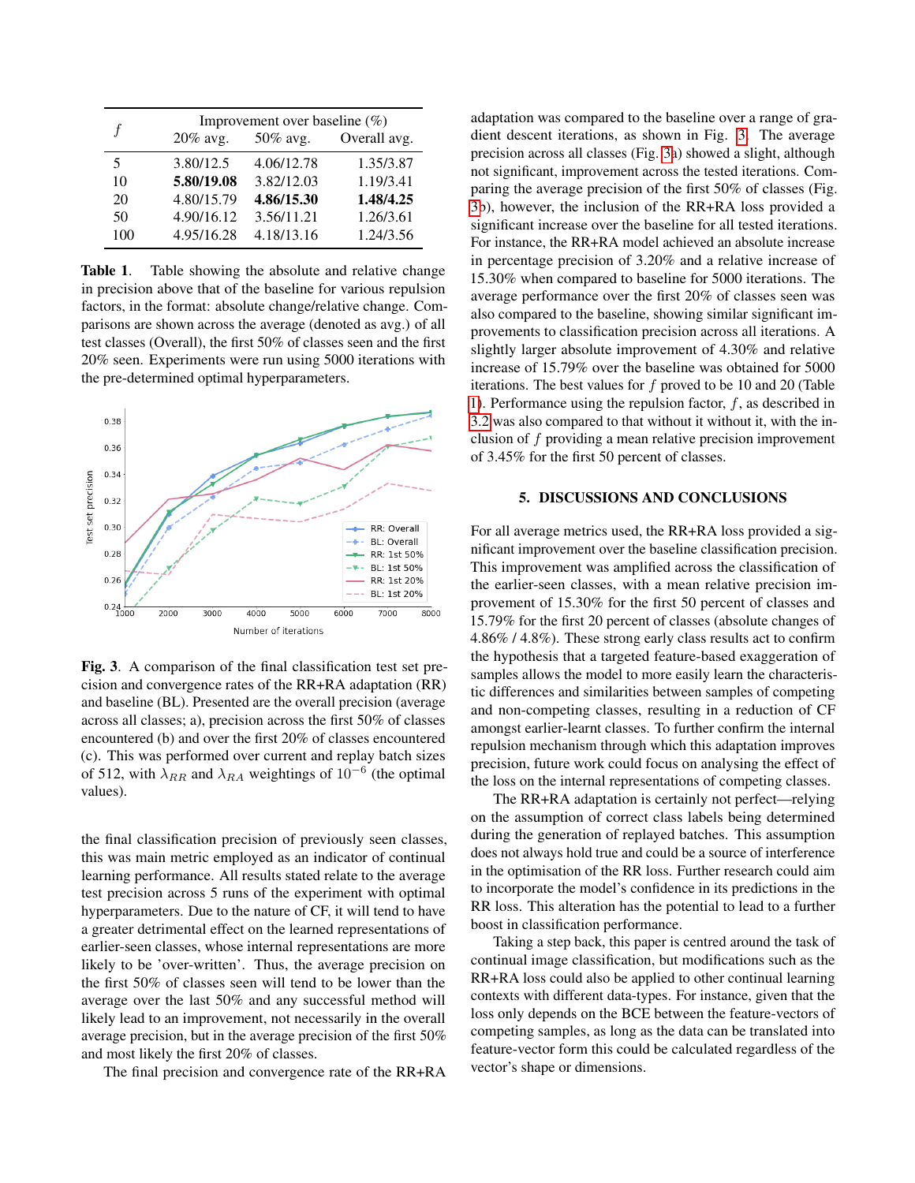| $f$ | Improvement over baseline (%) | | |
|---|---|---|---|
| | 20% avg. | 50% avg. | Overall avg. |
| 5 | 3.80/12.5 | 4.06/12.78 | 1.35/3.87 |
| 10 | **5.80/19.08** | 3.82/12.03 | 1.19/3.41 |
| 20 | 4.80/15.79 | **4.86/15.30** | **1.48/4.25** |
| 50 | 4.90/16.12 | 3.56/11.21 | 1.26/3.61 |
| 100 | 4.95/16.28 | 4.18/13.16 | 1.24/3.56 |

**Table 1**. Table showing the absolute and relative change in precision above that of the baseline for various repulsion factors, in the format: absolute change/relative change. Comparisons are shown across the average (denoted as avg.) of all test classes (Overall), the first 50% of classes seen and the first 20% seen. Experiments were run using 5000 iterations with the pre-determined optimal hyperparameters.

Test set precision

0.38
0.36
0.34
0.32
0.30
0.28
0.26
0.24

1000 2000 3000 4000 5000 6000 7000 8000

Number of iterations

RR: Overall
BL: Overall
RR: 1st 50%
BL: 1st 50%
RR: 1st 20%
BL: 1st 20%

**Fig. 3**. A comparison of the final classification test set precision and convergence rates of the RR+RA adaptation (RR) and baseline (BL). Presented are the overall precision (average across all classes; a), precision across the first 50% of classes encountered (b) and over the first 20% of classes encountered (c). This was performed over current and replay batch sizes of 512, with $\lambda_{RR}$ and $\lambda_{RA}$ weightings of $10^{-6}$ (the optimal values).

the final classification precision of previously seen classes, this was main metric employed as an indicator of continual learning performance. All results stated relate to the average test precision across 5 runs of the experiment with optimal hyperparameters. Due to the nature of CF, it will tend to have a greater detrimental effect on the learned representations of earlier-seen classes, whose internal representations are more likely to be 'over-written'. Thus, the average precision on the first 50% of classes seen will tend to be lower than the average over the last 50% and any successful method will likely lead to an improvement, not necessarily in the overall average precision, but in the average precision of the first 50% and most likely the first 20% of classes.

The final precision and convergence rate of the RR+RA adaptation was compared to the baseline over a range of gradient descent iterations, as shown in Fig. 3. The average precision across all classes (Fig. 3a) showed a slight, although not significant, improvement across the tested iterations. Comparing the average precision of the first 50% of classes (Fig. 3b), however, the inclusion of the RR+RA loss provided a significant increase over the baseline for all tested iterations. For instance, the RR+RA model achieved an absolute increase in percentage precision of 3.20% and a relative increase of 15.30% when compared to baseline for 5000 iterations. The average performance over the first 20% of classes seen was also compared to the baseline, showing similar significant improvements to classification precision across all iterations. A slightly larger absolute improvement of 4.30% and relative increase of 15.79% over the baseline was obtained for 5000 iterations. The best values for $f$ proved to be 10 and 20 (Table 1). Performance using the repulsion factor, $f$, as described in 3.2 was also compared to that without it without it, with the inclusion of $f$ providing a mean relative precision improvement of 3.45% for the first 50 percent of classes.

## 5. DISCUSSIONS AND CONCLUSIONS

For all average metrics used, the RR+RA loss provided a significant improvement over the baseline classification precision. This improvement was amplified across the classification of the earlier-seen classes, with a mean relative precision improvement of 15.30% for the first 50 percent of classes and 15.79% for the first 20 percent of classes (absolute changes of 4.86% / 4.8%). These strong early class results act to confirm the hypothesis that a targeted feature-based exaggeration of samples allows the model to more easily learn the characteristic differences and similarities between samples of competing and non-competing classes, resulting in a reduction of CF amongst earlier-learnt classes. To further confirm the internal repulsion mechanism through which this adaptation improves precision, future work could focus on analysing the effect of the loss on the internal representations of competing classes.

The RR+RA adaptation is certainly not perfect—relying on the assumption of correct class labels being determined during the generation of replayed batches. This assumption does not always hold true and could be a source of interference in the optimisation of the RR loss. Further research could aim to incorporate the model's confidence in its predictions in the RR loss. This alteration has the potential to lead to a further boost in classification performance.

Taking a step back, this paper is centred around the task of continual image classification, but modifications such as the RR+RA loss could also be applied to other continual learning contexts with different data-types. For instance, given that the loss only depends on the BCE between the feature-vectors of competing samples, as long as the data can be translated into feature-vector form this could be calculated regardless of the vector's shape or dimensions.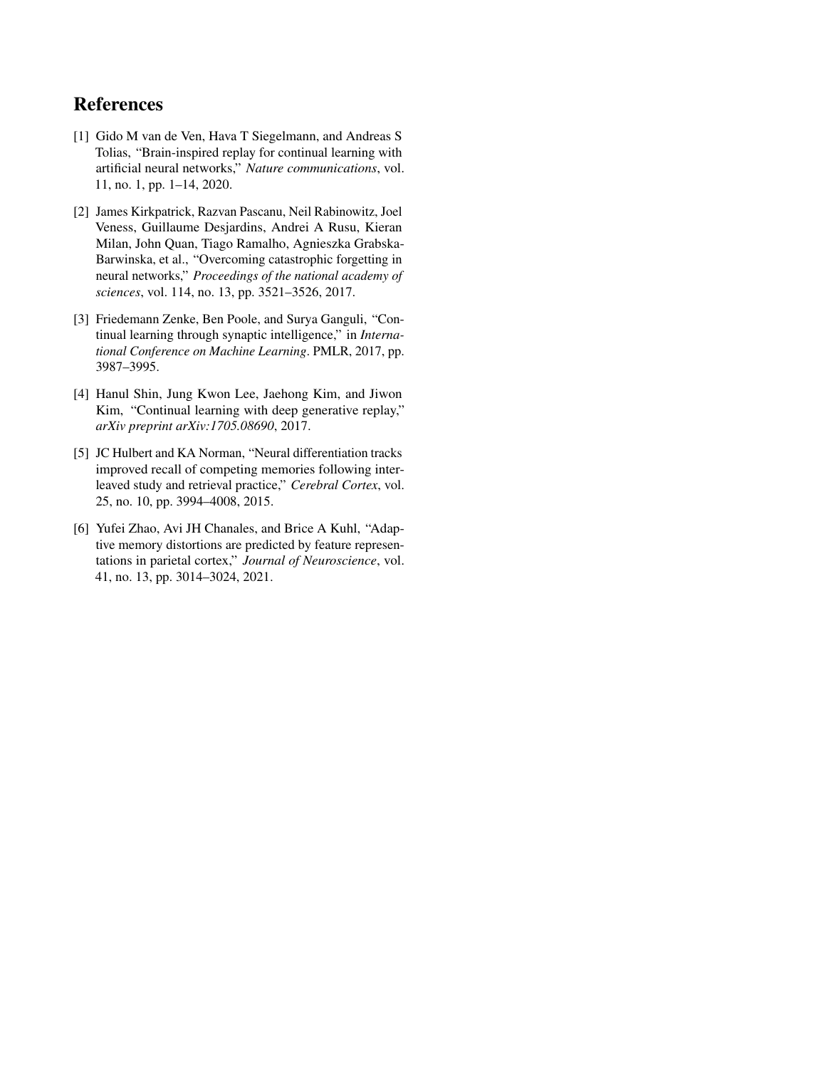## References

[1] Gido M van de Ven, Hava T Siegelmann, and Andreas S Tolias, "Brain-inspired replay for continual learning with artificial neural networks," *Nature communications*, vol. 11, no. 1, pp. 1–14, 2020.

[2] James Kirkpatrick, Razvan Pascanu, Neil Rabinowitz, Joel Veness, Guillaume Desjardins, Andrei A Rusu, Kieran Milan, John Quan, Tiago Ramalho, Agnieszka Grabska-Barwinska, et al., "Overcoming catastrophic forgetting in neural networks," *Proceedings of the national academy of sciences*, vol. 114, no. 13, pp. 3521–3526, 2017.

[3] Friedemann Zenke, Ben Poole, and Surya Ganguli, "Continual learning through synaptic intelligence," in *International Conference on Machine Learning*. PMLR, 2017, pp. 3987–3995.

[4] Hanul Shin, Jung Kwon Lee, Jaehong Kim, and Jiwon Kim, "Continual learning with deep generative replay," *arXiv preprint arXiv:1705.08690*, 2017.

[5] JC Hulbert and KA Norman, "Neural differentiation tracks improved recall of competing memories following interleaved study and retrieval practice," *Cerebral Cortex*, vol. 25, no. 10, pp. 3994–4008, 2015.

[6] Yufei Zhao, Avi JH Chanales, and Brice A Kuhl, "Adaptive memory distortions are predicted by feature representations in parietal cortex," *Journal of Neuroscience*, vol. 41, no. 13, pp. 3014–3024, 2021.